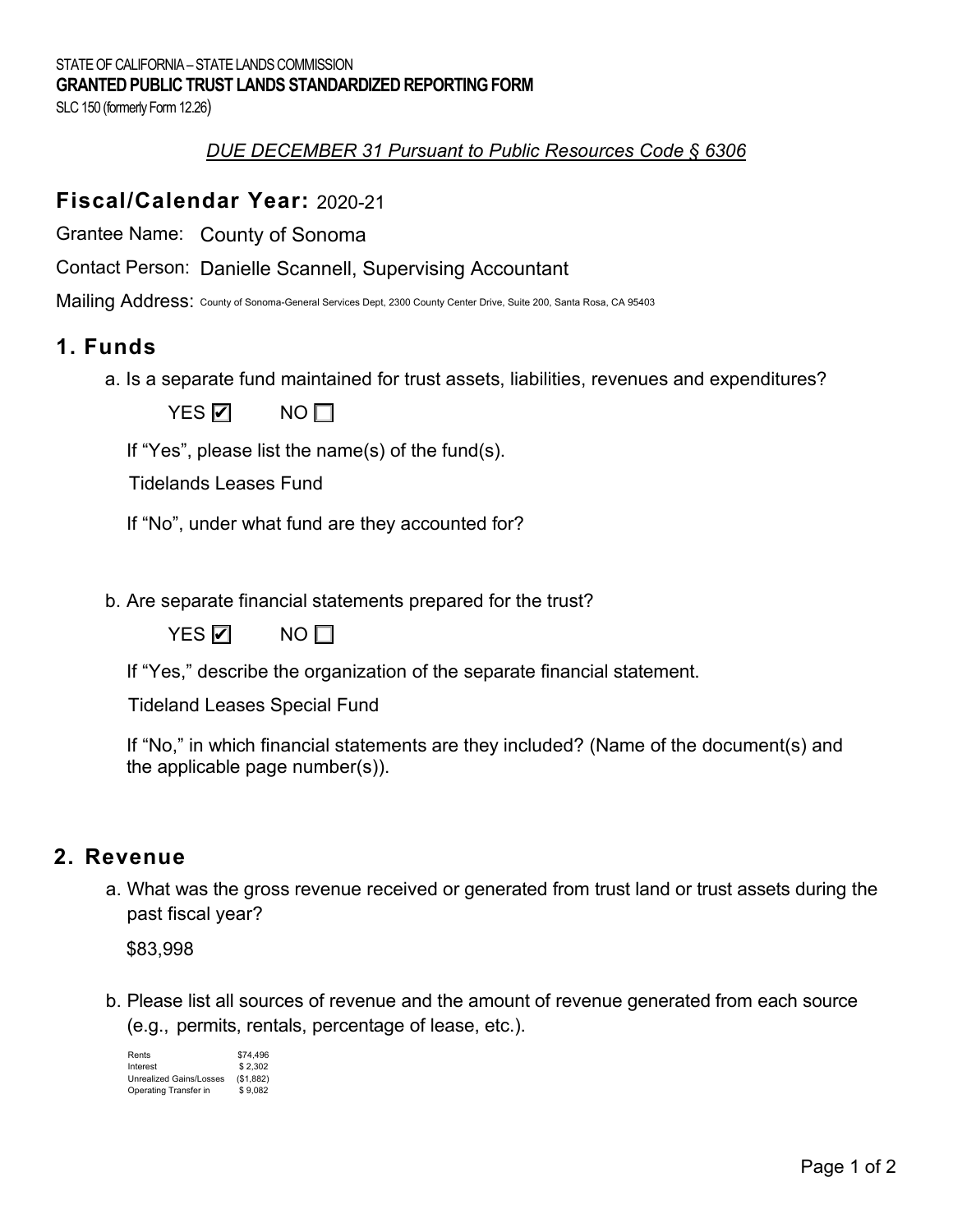STATE OF CALIFORNIA – STATE LANDS COMMISSION

**GRANTED PUBLIC TRUST LANDS STANDARDIZED REPORTING FORM**

SLC 150 (formerly Form 12.26)

*DUE DECEMBER 31 Pursuant to Public Resources Code § 6306*

## Fiscal/Calendar Year: 2020-21

Grantee Name: County of Sonoma

Contact Person: Danielle Scannell, Supervising Accountant

Mailing Address: County of Sonoma-General Services Dept, 2300 County Center Drive, Suite 200, Santa Rosa, CA 95403

## 1. Funds

a. Is a separate fund maintained for trust assets, liabilities, revenues and expenditures?

YES ☑ NO ☐

If "Yes", please list the name(s) of the fund(s).

Tidelands Leases Fund

If "No", under what fund are they accounted for?

b. Are separate financial statements prepared for the trust?

YES ☑ NO ☐

If "Yes," describe the organization of the separate financial statement.

Tideland Leases Special Fund

If "No," in which financial statements are they included? (Name of the document(s) and the applicable page number(s)).

## 2. Revenue

a. What was the gross revenue received or generated from trust land or trust assets during the past fiscal year?

$83,998

b. Please list all sources of revenue and the amount of revenue generated from each source (e.g., permits, rentals, percentage of lease, etc.).

| | |
|---|---|
| Rents | $74,496 |
| Interest | $ 2,302 |
| Unrealized Gains/Losses | ($1,882) |
| Operating Transfer in | $ 9,082 |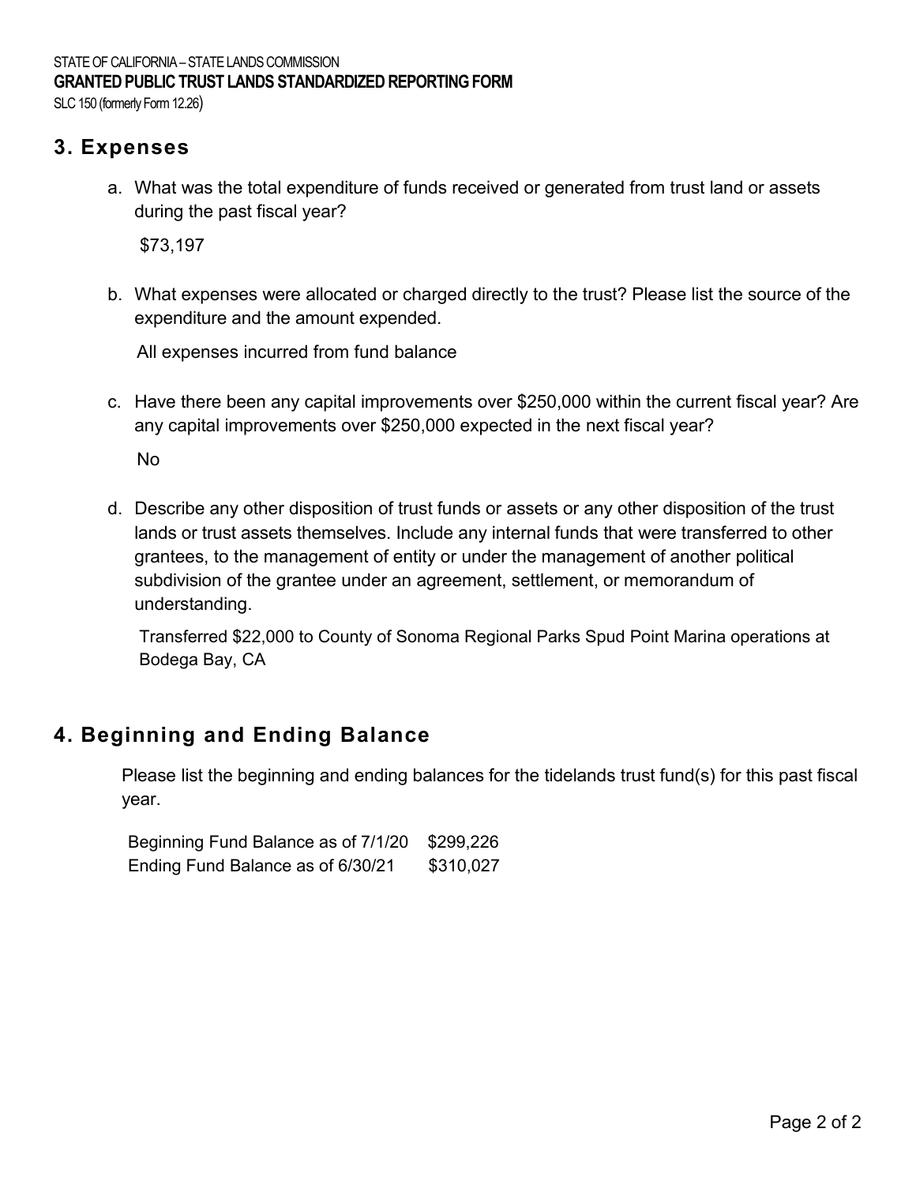STATE OF CALIFORNIA – STATE LANDS COMMISSION
**GRANTED PUBLIC TRUST LANDS STANDARDIZED REPORTING FORM**
SLC 150 (formerly Form 12.26)

## 3. Expenses

a. What was the total expenditure of funds received or generated from trust land or assets during the past fiscal year?

$73,197

b. What expenses were allocated or charged directly to the trust? Please list the source of the expenditure and the amount expended.

All expenses incurred from fund balance

c. Have there been any capital improvements over $250,000 within the current fiscal year? Are any capital improvements over $250,000 expected in the next fiscal year?

No

d. Describe any other disposition of trust funds or assets or any other disposition of the trust lands or trust assets themselves. Include any internal funds that were transferred to other grantees, to the management of entity or under the management of another political subdivision of the grantee under an agreement, settlement, or memorandum of understanding.

Transferred $22,000 to County of Sonoma Regional Parks Spud Point Marina operations at Bodega Bay, CA

## 4. Beginning and Ending Balance

Please list the beginning and ending balances for the tidelands trust fund(s) for this past fiscal year.

| | |
|---|---|
| Beginning Fund Balance as of 7/1/20 | $299,226 |
| Ending Fund Balance as of 6/30/21 | $310,027 |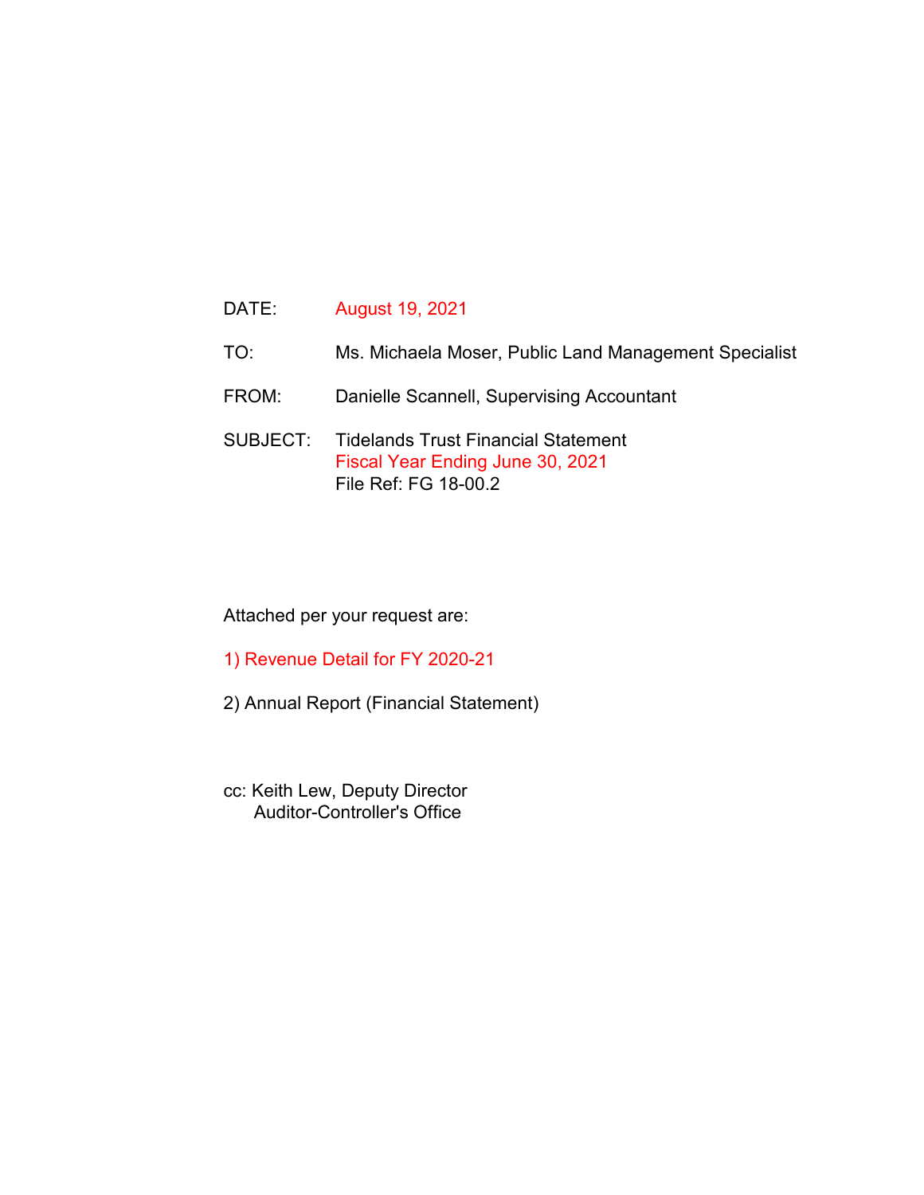DATE: August 19, 2021

TO: Ms. Michaela Moser, Public Land Management Specialist

FROM: Danielle Scannell, Supervising Accountant

SUBJECT: Tidelands Trust Financial Statement
Fiscal Year Ending June 30, 2021
File Ref: FG 18-00.2

Attached per your request are:

1) Revenue Detail for FY 2020-21

2) Annual Report (Financial Statement)

cc: Keith Lew, Deputy Director
Auditor-Controller's Office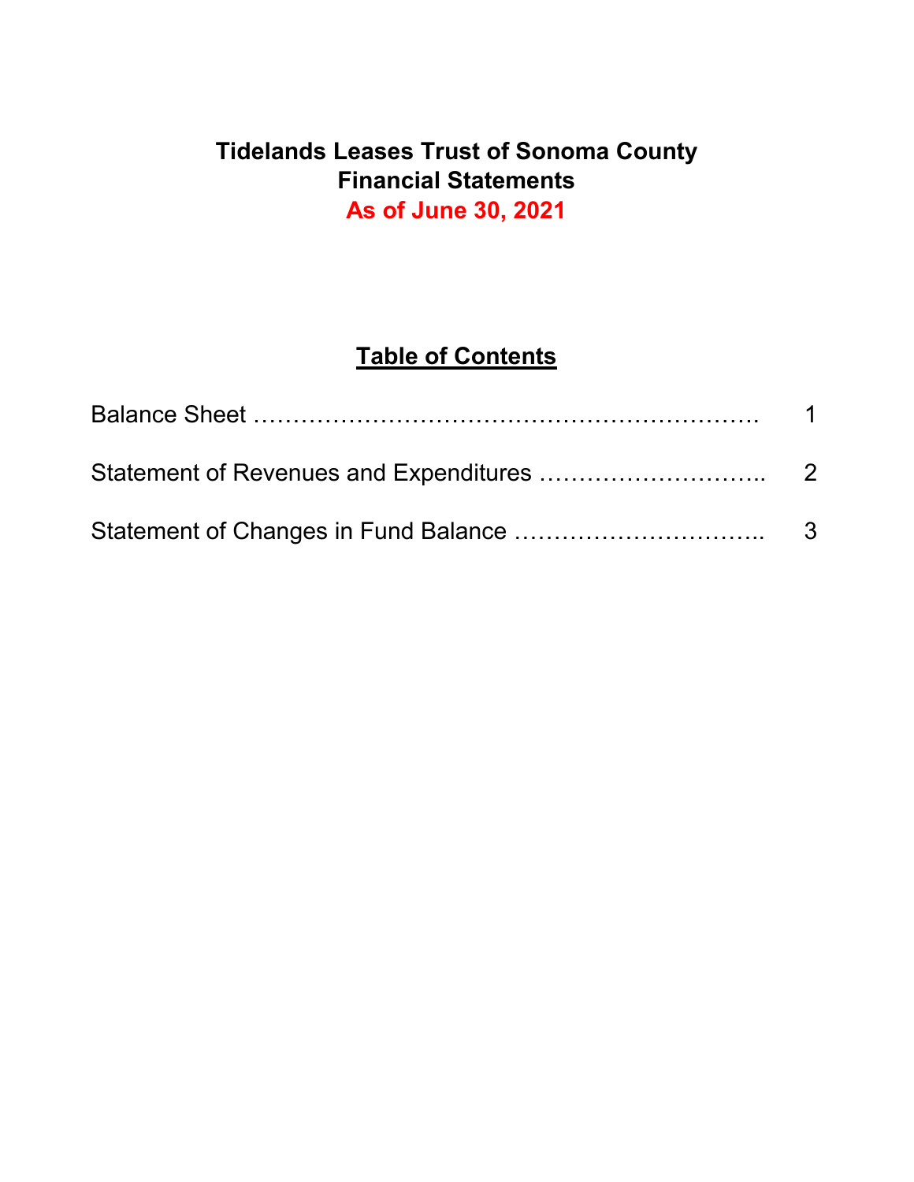# Tidelands Leases Trust of Sonoma County
# Financial Statements
# As of June 30, 2021

## Table of Contents

| | |
|---|---|
| Balance Sheet ………………………………………………………. | 1 |
| Statement of Revenues and Expenditures ……………………….. | 2 |
| Statement of Changes in Fund Balance ………………………….. | 3 |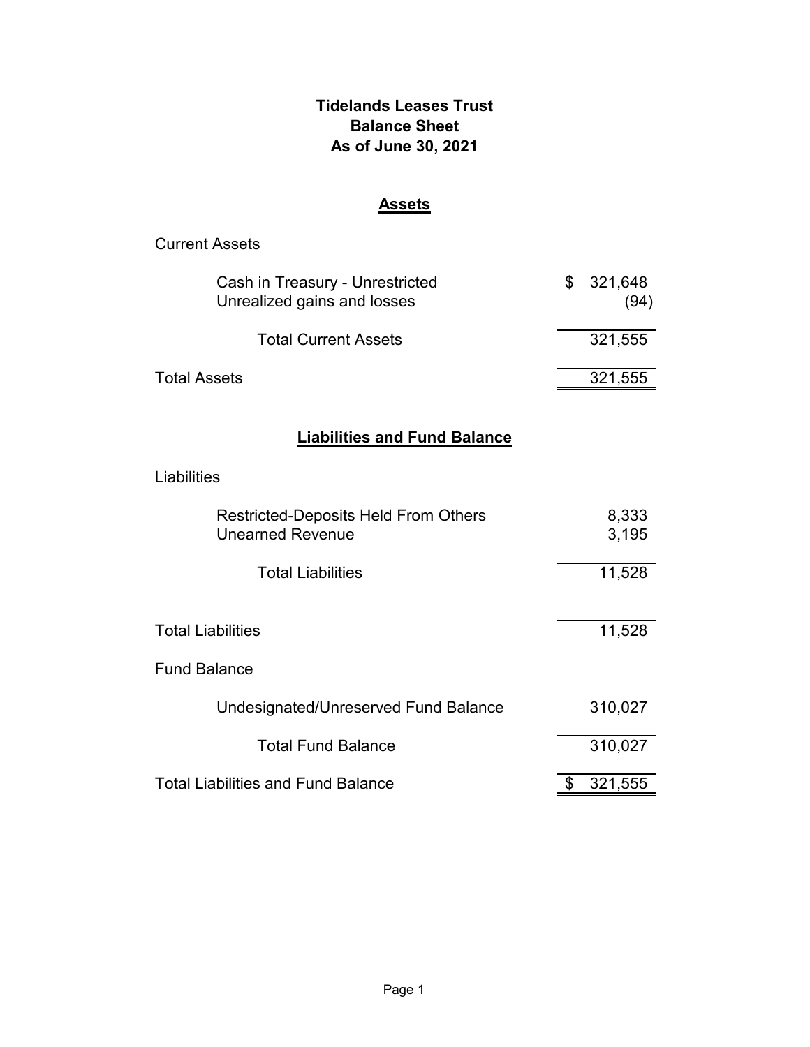# Tidelands Leases Trust
## Balance Sheet
### As of June 30, 2021

## Assets

| | |
|---|---|
| **Current Assets** | |
| Cash in Treasury - Unrestricted | $ 321,648 |
| Unrealized gains and losses | (94) |
| Total Current Assets | 321,555 |
| **Total Assets** | 321,555 |

## Liabilities and Fund Balance

| | |
|---|---|
| **Liabilities** | |
| Restricted-Deposits Held From Others | 8,333 |
| Unearned Revenue | 3,195 |
| Total Liabilities | 11,528 |
| **Total Liabilities** | 11,528 |
| **Fund Balance** | |
| Undesignated/Unreserved Fund Balance | 310,027 |
| Total Fund Balance | 310,027 |
| **Total Liabilities and Fund Balance** | $ 321,555 |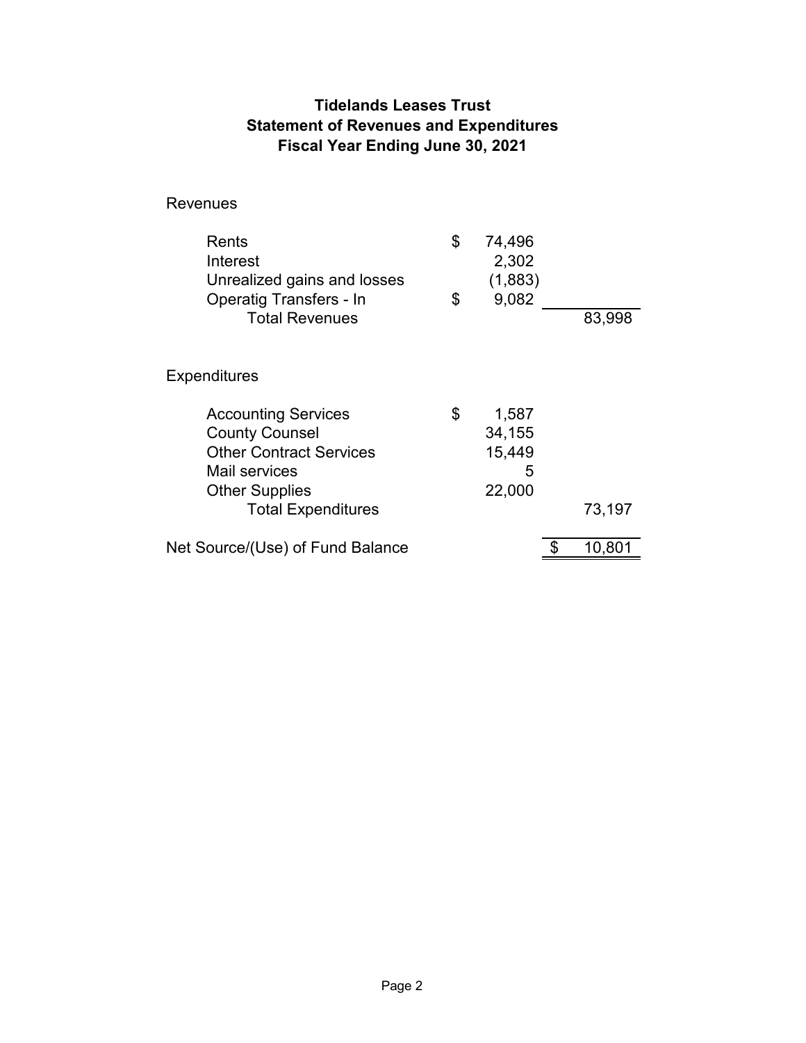# Tidelands Leases Trust
## Statement of Revenues and Expenditures
## Fiscal Year Ending June 30, 2021

| | | |
|---|---|---|
| **Revenues** | | |
| Rents | $ 74,496 | |
| Interest | 2,302 | |
| Unrealized gains and losses | (1,883) | |
| Operatig Transfers - In | $ 9,082 | |
| Total Revenues | | 83,998 |
| **Expenditures** | | |
| Accounting Services | $ 1,587 | |
| County Counsel | 34,155 | |
| Other Contract Services | 15,449 | |
| Mail services | 5 | |
| Other Supplies | 22,000 | |
| Total Expenditures | | 73,197 |
| Net Source/(Use) of Fund Balance | | $ 10,801 |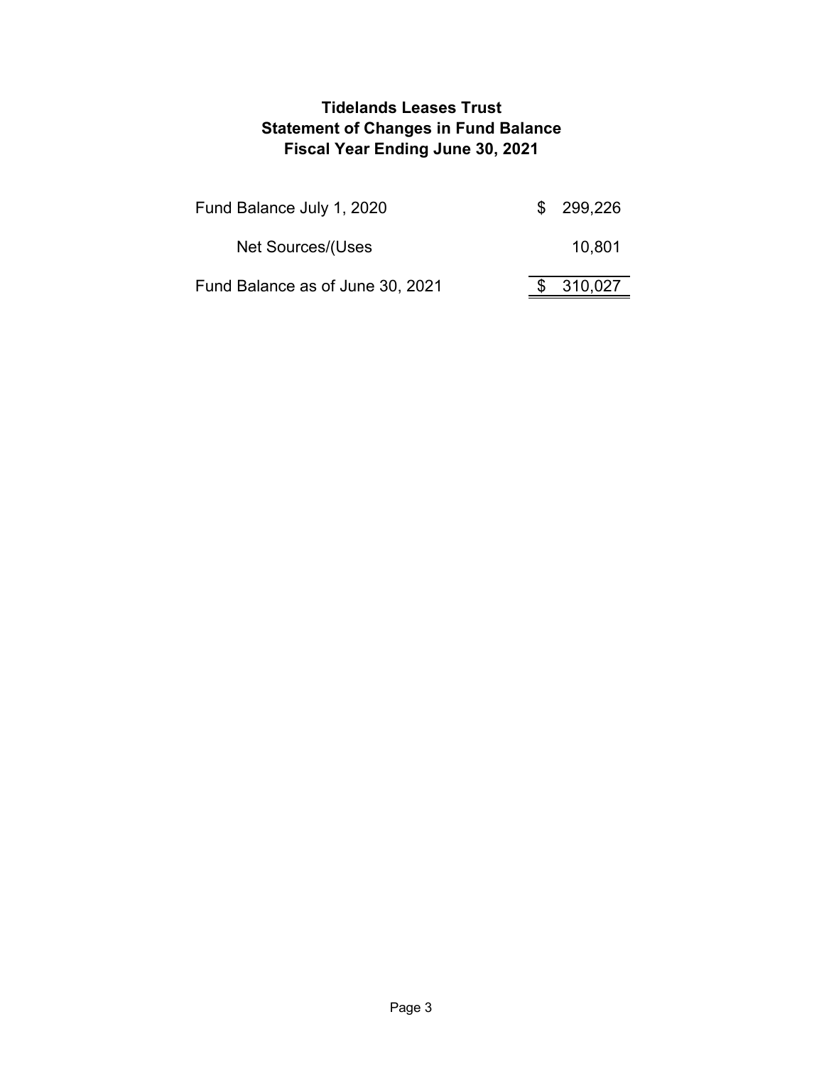# Tidelands Leases Trust
## Statement of Changes in Fund Balance
## Fiscal Year Ending June 30, 2021

| | |
|---|---|
| Fund Balance July 1, 2020 | $ 299,226 |
| Net Sources/(Uses | 10,801 |
| Fund Balance as of June 30, 2021 | $ 310,027 |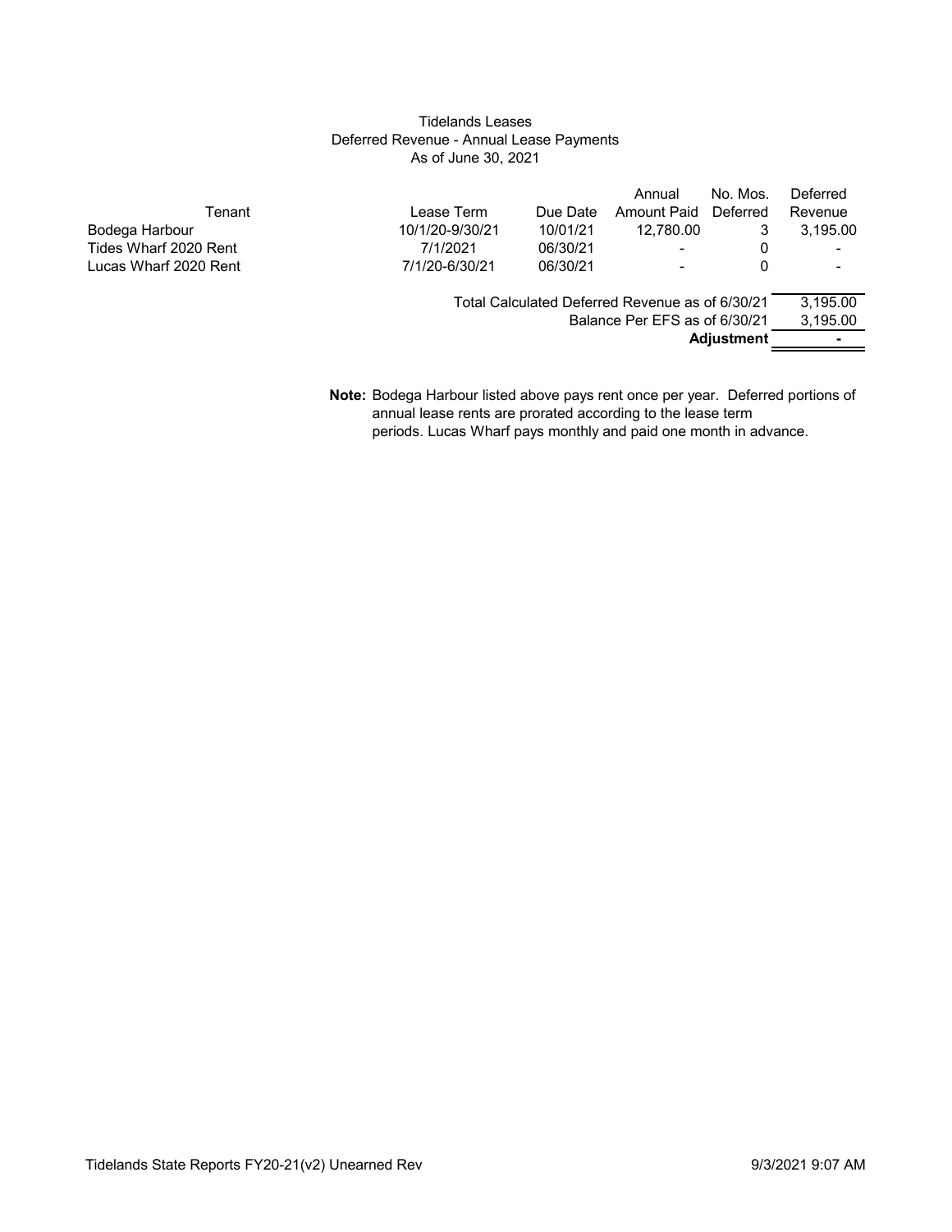## Tidelands Leases
## Deferred Revenue - Annual Lease Payments
## As of June 30, 2021

| Tenant | Lease Term | Due Date | Annual Amount Paid | No. Mos. Deferred | Deferred Revenue |
|---|---|---|---|---|---|
| Bodega Harbour | 10/1/20-9/30/21 | 10/01/21 | 12,780.00 | 3 | 3,195.00 |
| Tides Wharf 2020 Rent | 7/1/2021 | 06/30/21 | - | 0 | - |
| Lucas Wharf 2020 Rent | 7/1/20-6/30/21 | 06/30/21 | - | 0 | - |
| | | | | Total Calculated Deferred Revenue as of 6/30/21 | 3,195.00 |
| | | | | Balance Per EFS as of 6/30/21 | 3,195.00 |
| | | | | **Adjustment** | - |

**Note:** Bodega Harbour listed above pays rent once per year. Deferred portions of annual lease rents are prorated according to the lease term periods. Lucas Wharf pays monthly and paid one month in advance.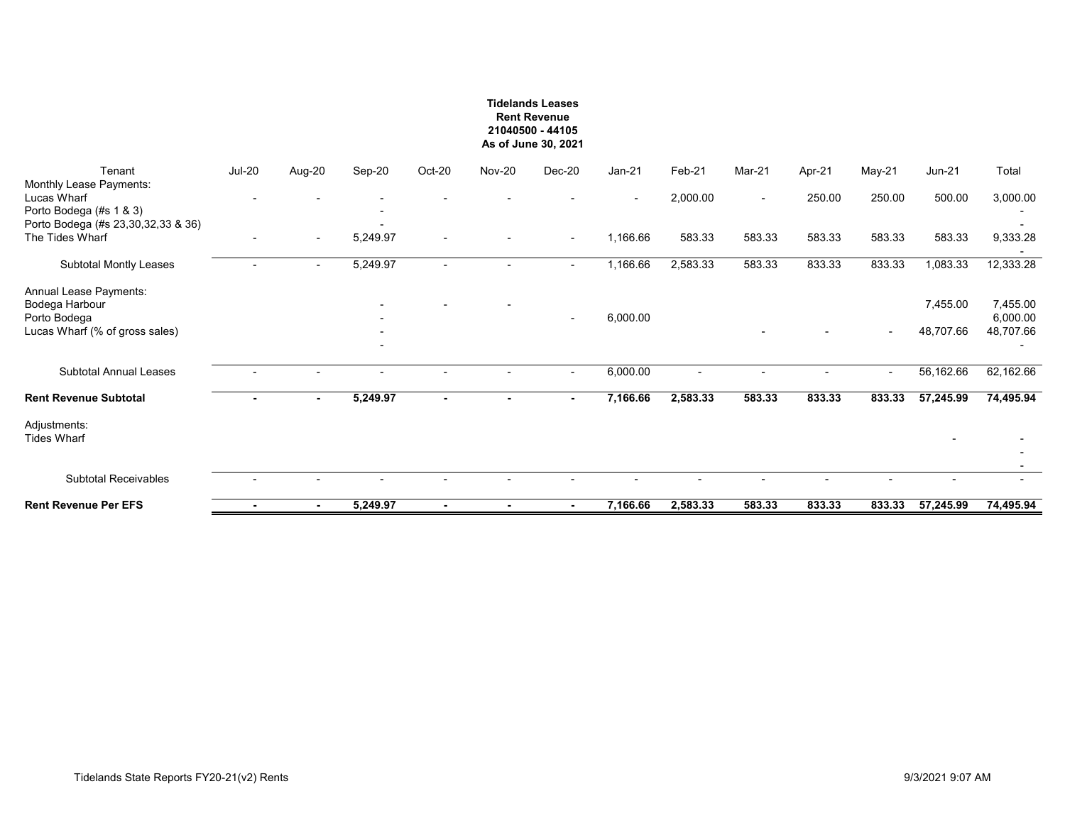**Tidelands Leases**
**Rent Revenue**
**21040500 - 44105**
**As of June 30, 2021**

| Tenant | Jul-20 | Aug-20 | Sep-20 | Oct-20 | Nov-20 | Dec-20 | Jan-21 | Feb-21 | Mar-21 | Apr-21 | May-21 | Jun-21 | Total |
|---|---|---|---|---|---|---|---|---|---|---|---|---|---|
| Monthly Lease Payments: | | | | | | | | | | | | | |
| Lucas Wharf | - | - | - | - | - | - | - | 2,000.00 | - | 250.00 | 250.00 | 500.00 | 3,000.00 |
| Porto Bodega (#s 1 & 3) | | | - | | | | | | | | | | - |
| Porto Bodega (#s 23,30,32,33 & 36) | | | - | | | | | | | | | | - |
| The Tides Wharf | - | - | 5,249.97 | - | - | - | 1,166.66 | 583.33 | 583.33 | 583.33 | 583.33 | 583.33 | 9,333.28 |
| | | | | | | | | | | | | | - |
| Subtotal Montly Leases | - | - | 5,249.97 | - | - | - | 1,166.66 | 2,583.33 | 583.33 | 833.33 | 833.33 | 1,083.33 | 12,333.28 |
| Annual Lease Payments: | | | | | | | | | | | | | |
| Bodega Harbour | | | - | - | - | | | | | | | 7,455.00 | 7,455.00 |
| Porto Bodega | | | - | | | - | 6,000.00 | | | | | | 6,000.00 |
| Lucas Wharf (% of gross sales) | | | - | | | | | | - | - | - | 48,707.66 | 48,707.66 |
| | | | - | | | | | | | | | | - |
| Subtotal Annual Leases | - | - | - | - | - | - | 6,000.00 | - | - | - | - | 56,162.66 | 62,162.66 |
| **Rent Revenue Subtotal** | **-** | **-** | **5,249.97** | **-** | **-** | **-** | **7,166.66** | **2,583.33** | **583.33** | **833.33** | **833.33** | **57,245.99** | **74,495.94** |
| Adjustments: | | | | | | | | | | | | | |
| Tides Wharf | | | | | | | | | | | | - | - |
| | | | | | | | | | | | | | - |
| | | | | | | | | | | | | | - |
| Subtotal Receivables | - | - | - | - | - | - | - | - | - | - | - | - | - |
| **Rent Revenue Per EFS** | **-** | **-** | **5,249.97** | **-** | **-** | **-** | **7,166.66** | **2,583.33** | **583.33** | **833.33** | **833.33** | **57,245.99** | **74,495.94** |

Tidelands State Reports FY20-21(v2) Rents

9/3/2021 9:07 AM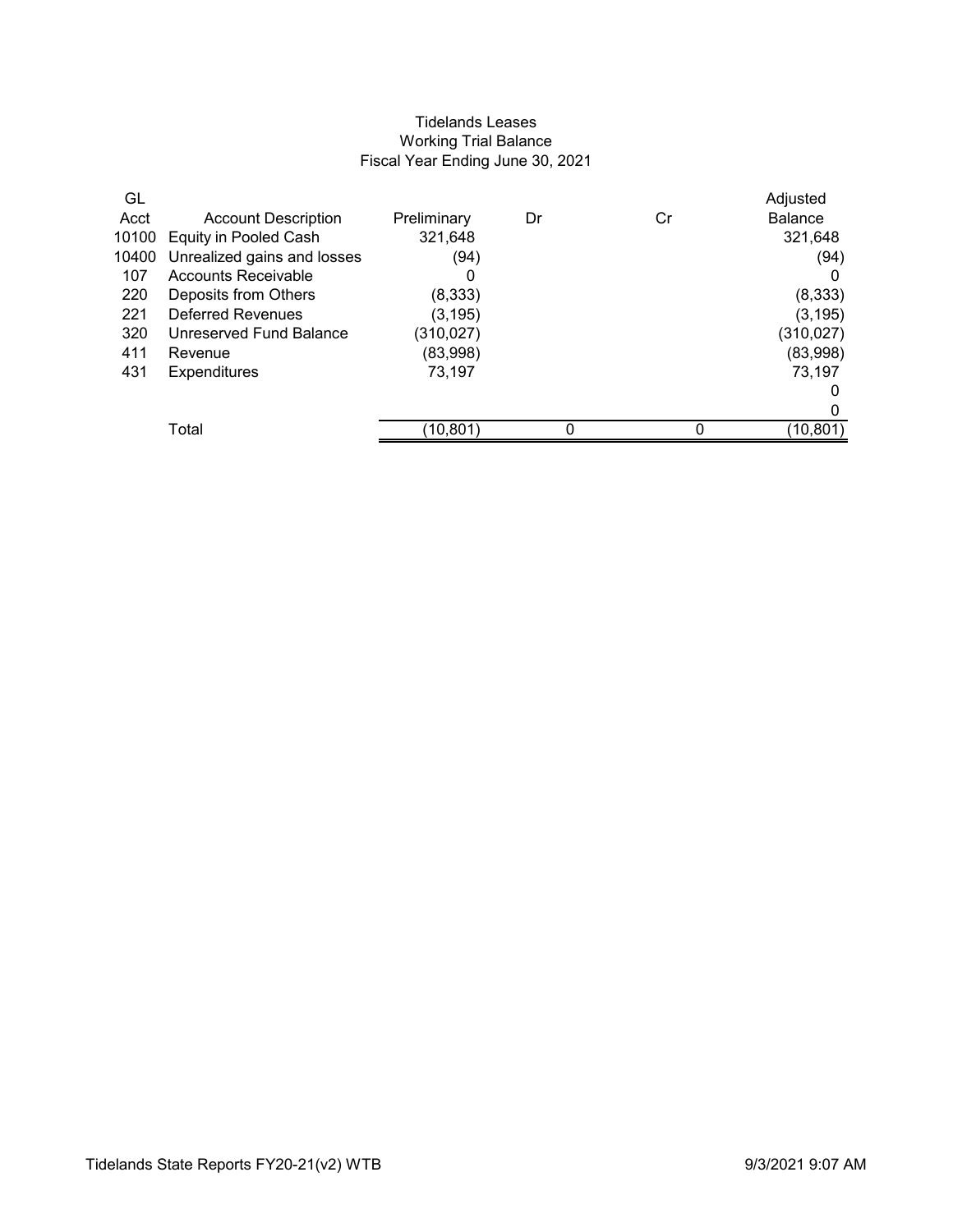# Tidelands Leases
## Working Trial Balance
### Fiscal Year Ending June 30, 2021

| GL Acct | Account Description | Preliminary | Dr | Cr | Adjusted Balance |
|---|---|---|---|---|---|
| 10100 | Equity in Pooled Cash | 321,648 | | | 321,648 |
| 10400 | Unrealized gains and losses | (94) | | | (94) |
| 107 | Accounts Receivable | 0 | | | 0 |
| 220 | Deposits from Others | (8,333) | | | (8,333) |
| 221 | Deferred Revenues | (3,195) | | | (3,195) |
| 320 | Unreserved Fund Balance | (310,027) | | | (310,027) |
| 411 | Revenue | (83,998) | | | (83,998) |
| 431 | Expenditures | 73,197 | | | 73,197 |
| | | | | | 0 |
| | | | | | 0 |
| | Total | (10,801) | 0 | 0 | (10,801) |

Tidelands State Reports FY20-21(v2) WTB 9/3/2021 9:07 AM